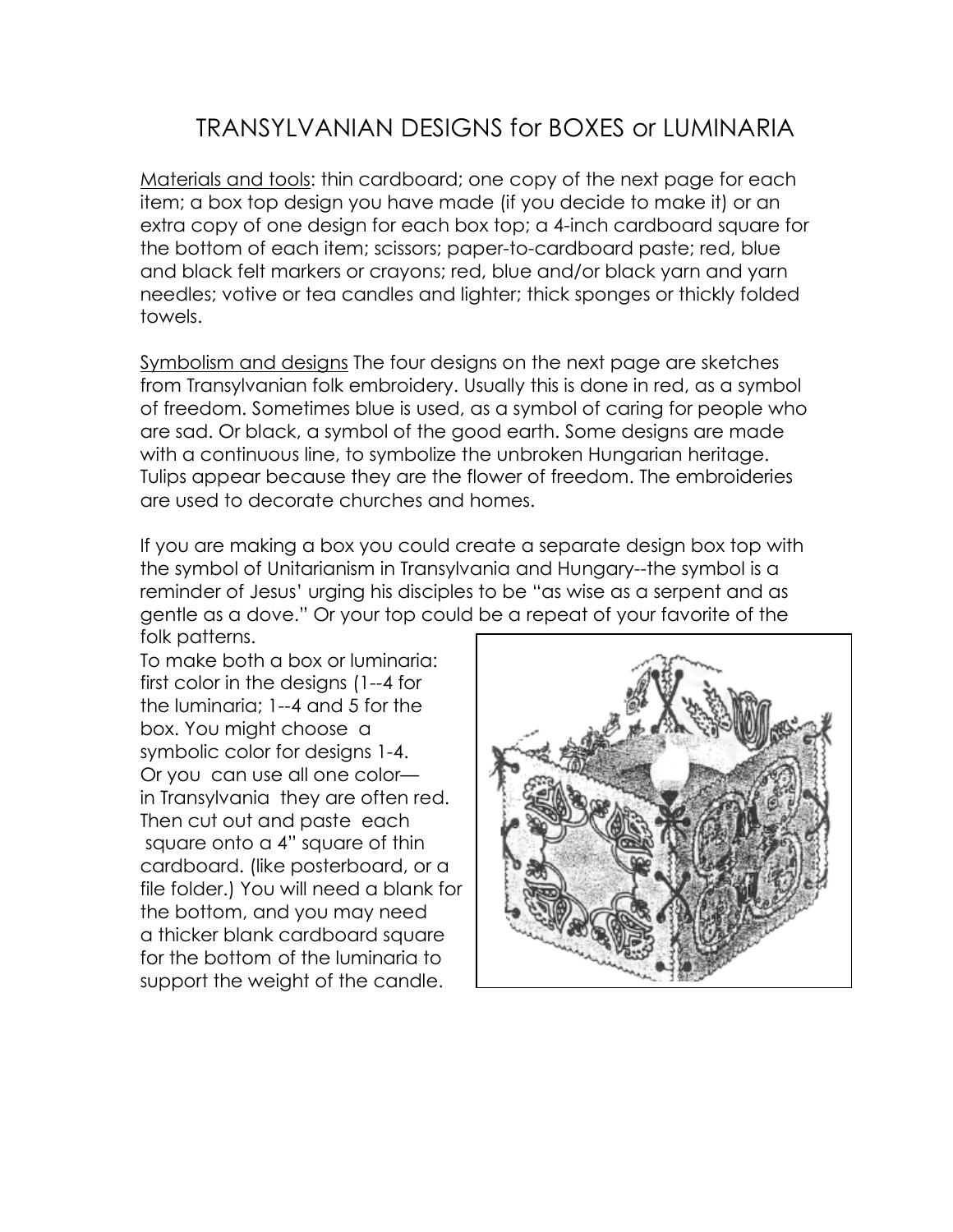# TRANSYLVANIAN DESIGNS for BOXES or LUMINARIA

Materials and tools: thin cardboard; one copy of the next page for each item; a box top design you have made (if you decide to make it) or an extra copy of one design for each box top; a 4-inch cardboard square for the bottom of each item; scissors; paper-to-cardboard paste; red, blue and black felt markers or crayons; red, blue and/or black yarn and yarn needles; votive or tea candles and lighter; thick sponges or thickly folded towels.

Symbolism and designs The four designs on the next page are sketches from Transylvanian folk embroidery. Usually this is done in red, as a symbol of freedom. Sometimes blue is used, as a symbol of caring for people who are sad. Or black, a symbol of the good earth. Some designs are made with a continuous line, to symbolize the unbroken Hungarian heritage. Tulips appear because they are the flower of freedom. The embroideries are used to decorate churches and homes.

If you are making a box you could create a separate design box top with the symbol of Unitarianism in Transylvania and Hungary--the symbol is a reminder of Jesus' urging his disciples to be "as wise as a serpent and as gentle as a dove." Or your top could be a repeat of your favorite of the folk patterns.

To make both a box or luminaria: first color in the designs (1--4 for the luminaria; 1--4 and 5 for the box. You might choose a symbolic color for designs 1-4. Or you can use all one color— in Transylvania they are often red. Then cut out and paste each square onto a 4" square of thin cardboard. (like posterboard, or a file folder.) You will need a blank for the bottom, and you may need a thicker blank cardboard square for the bottom of the luminaria to support the weight of the candle.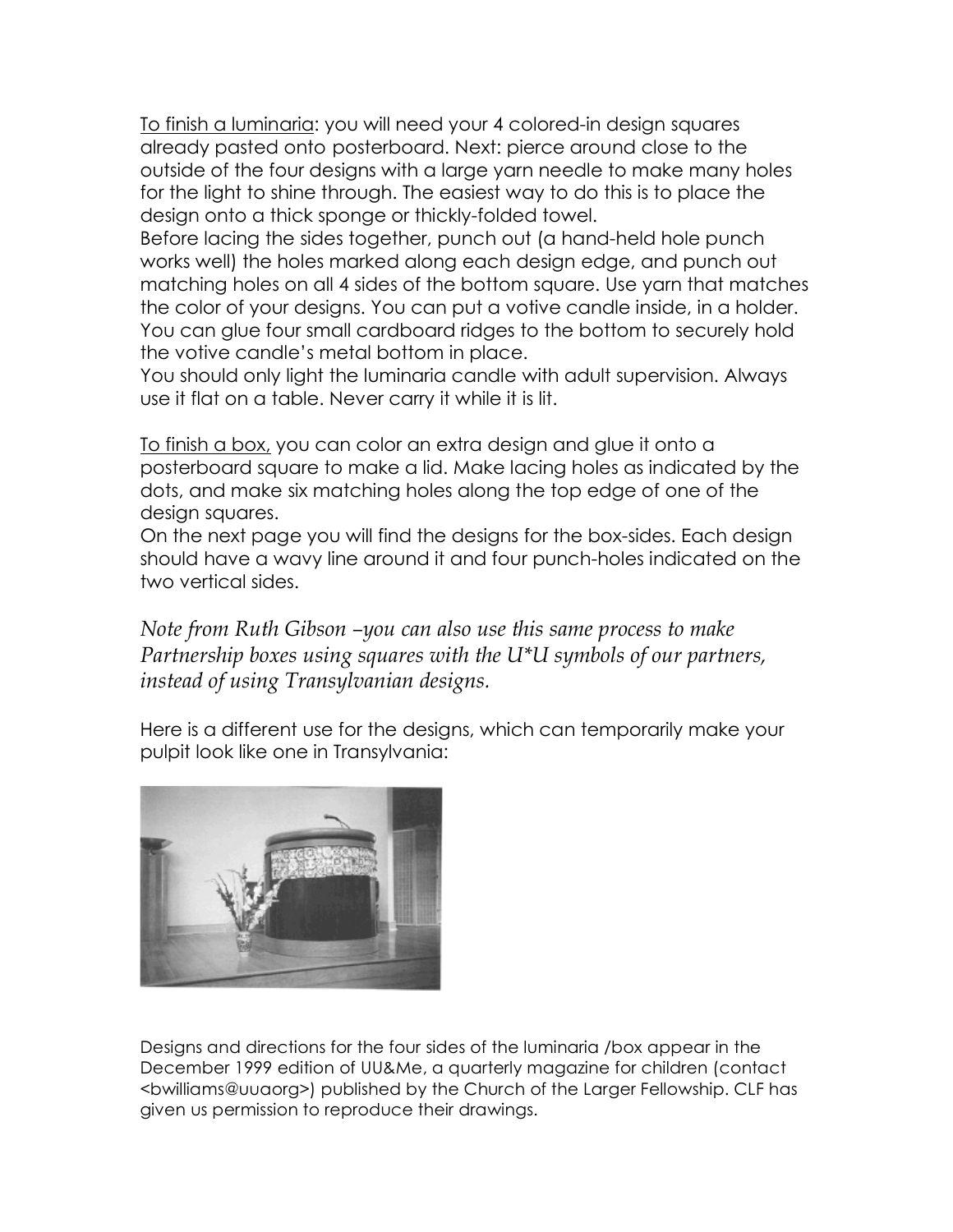<u>To finish a luminaria</u>: you will need your 4 colored-in design squares already pasted onto posterboard. Next: pierce around close to the outside of the four designs with a large yarn needle to make many holes for the light to shine through. The easiest way to do this is to place the design onto a thick sponge or thickly-folded towel.

Before lacing the sides together, punch out (a hand-held hole punch works well) the holes marked along each design edge, and punch out matching holes on all 4 sides of the bottom square. Use yarn that matches the color of your designs. You can put a votive candle inside, in a holder. You can glue four small cardboard ridges to the bottom to securely hold the votive candle's metal bottom in place.

You should only light the luminaria candle with adult supervision. Always use it flat on a table. Never carry it while it is lit.

<u>To finish a box,</u> you can color an extra design and glue it onto a posterboard square to make a lid. Make lacing holes as indicated by the dots, and make six matching holes along the top edge of one of the design squares.

On the next page you will find the designs for the box-sides. Each design should have a wavy line around it and four punch-holes indicated on the two vertical sides.

*Note from Ruth Gibson –you can also use this same process to make Partnership boxes using squares with the U*U symbols of our partners, instead of using Transylvanian designs.*

Here is a different use for the designs, which can temporarily make your pulpit look like one in Transylvania:

Designs and directions for the four sides of the luminaria /box appear in the December 1999 edition of UU&Me, a quarterly magazine for children (contact <bwilliams@uuaorg>) published by the Church of the Larger Fellowship. CLF has given us permission to reproduce their drawings.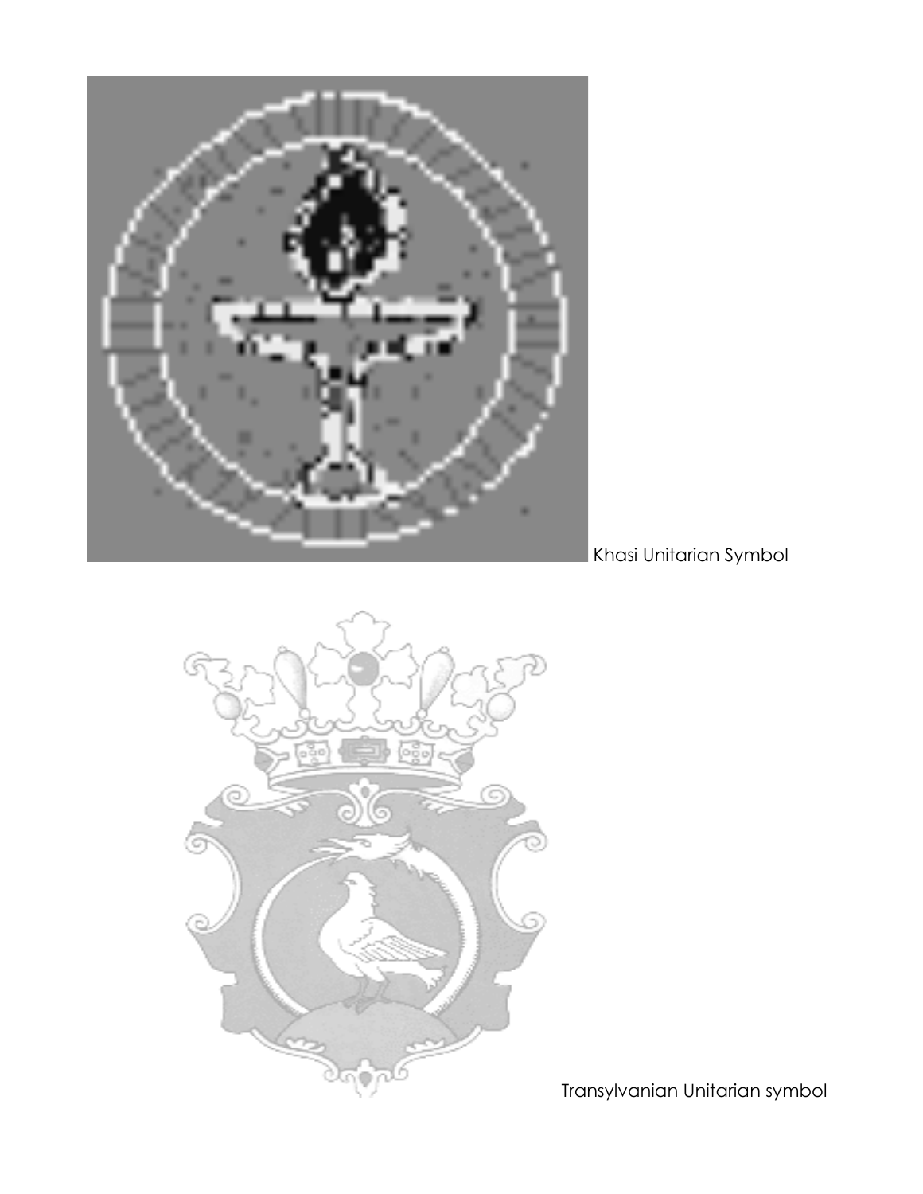Khasi Unitarian Symbol

Transylvanian Unitarian symbol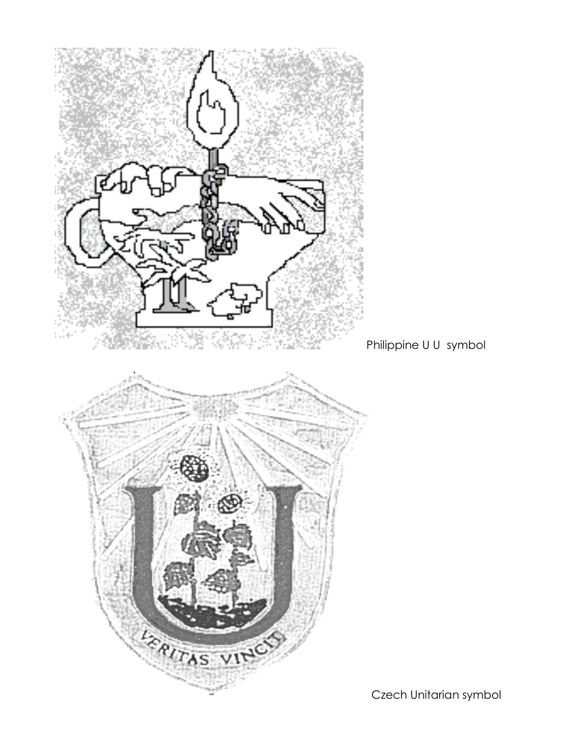Philippine U U symbol

Czech Unitarian symbol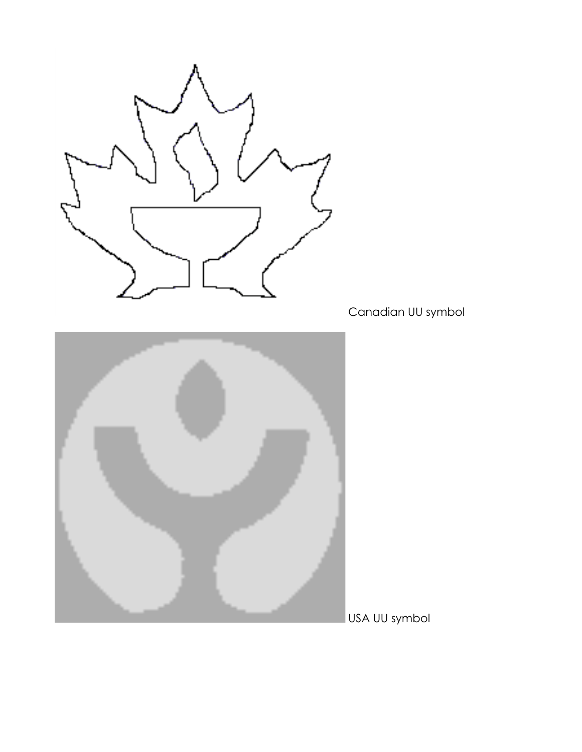Canadian UU symbol

USA UU symbol